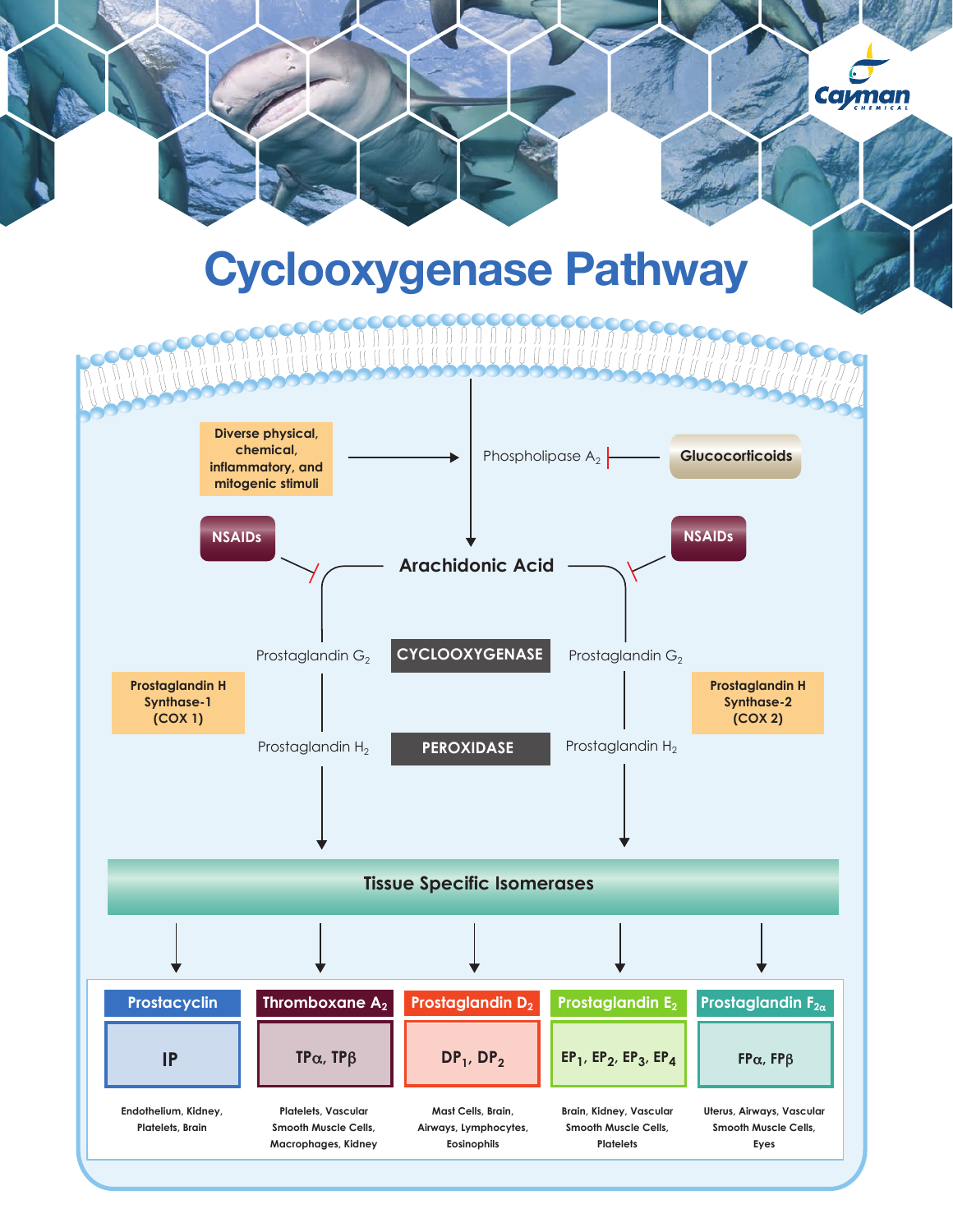# Cyclooxygenase Pathway

Diverse physical, chemical, inflammatory, and mitogenic stimuli → Phospholipase $A_2$ ⊣ Glucocorticoids

Arachidonic Acid

NSAIDs ⊣ Prostaglandin H Synthase-1 (COX 1)

NSAIDs ⊣ Prostaglandin H Synthase-2 (COX 2)

CYCLOOXYGENASE: Prostaglandin $G_2$

PEROXIDASE: Prostaglandin $H_2$

Tissue Specific Isomerases

| Prostacyclin | Thromboxane $A_2$ | Prostaglandin $D_2$ | Prostaglandin $E_2$ | Prostaglandin $F_{2\alpha}$ |
|---|---|---|---|---|
| IP | TPα, TPβ | $DP_1$, $DP_2$ | $EP_1$, $EP_2$, $EP_3$, $EP_4$ | FPα, FPβ |
| Endothelium, Kidney, Platelets, Brain | Platelets, Vascular Smooth Muscle Cells, Macrophages, Kidney | Mast Cells, Brain, Airways, Lymphocytes, Eosinophils | Brain, Kidney, Vascular Smooth Muscle Cells, Platelets | Uterus, Airways, Vascular Smooth Muscle Cells, Eyes |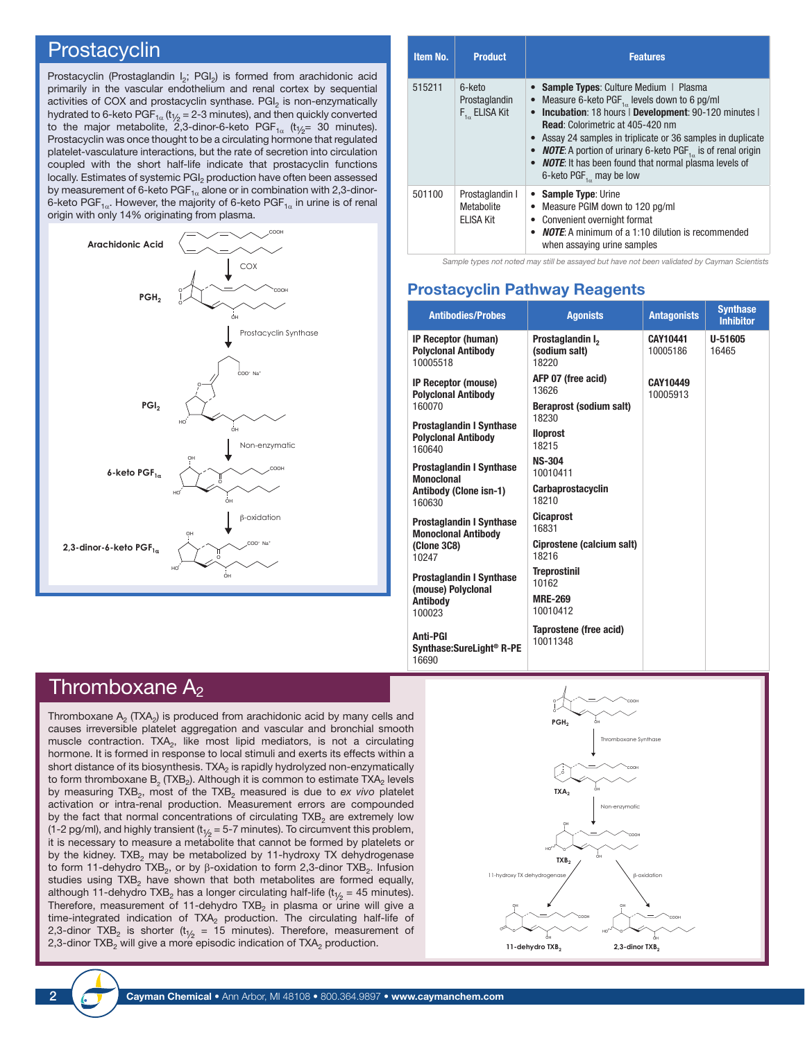## Prostacyclin

Prostacyclin (Prostaglandin $I_2$; $PGI_2$) is formed from arachidonic acid primarily in the vascular endothelium and renal cortex by sequential activities of COX and prostacyclin synthase. $PGI_2$ is non-enzymatically hydrated to 6-keto $PGF_{1\alpha}$ ($t_{1/2}$ = 2-3 minutes), and then quickly converted to the major metabolite, 2,3-dinor-6-keto $PGF_{1\alpha}$ ($t_{1/2}$= 30 minutes). Prostacyclin was once thought to be a circulating hormone that regulated platelet-vasculature interactions, but the rate of secretion into circulation coupled with the short half-life indicate that prostacyclin functions locally. Estimates of systemic $PGI_2$ production have often been assessed by measurement of 6-keto $PGF_{1\alpha}$ alone or in combination with 2,3-dinor-6-keto $PGF_{1\alpha}$. However, the majority of 6-keto $PGF_{1\alpha}$ in urine is of renal origin with only 14% originating from plasma.

Arachidonic Acid → (COX) → $PGH_2$ → (Prostacyclin Synthase) → $PGI_2$ → (Non-enzymatic) → 6-keto $PGF_{1\alpha}$ → (β-oxidation) → 2,3-dinor-6-keto $PGF_{1\alpha}$

| Item No. | Product | Features |
|---|---|---|
| 515211 | 6-keto Prostaglandin $F_{1\alpha}$ ELISA Kit | • **Sample Types**: Culture Medium \| Plasma<br>• Measure 6-keto $PGF_{1\alpha}$ levels down to 6 pg/ml<br>• **Incubation**: 18 hours \| **Development**: 90-120 minutes \| **Read**: Colorimetric at 405-420 nm<br>• Assay 24 samples in triplicate or 36 samples in duplicate<br>• ***NOTE***: A portion of urinary 6-keto $PGF_{1\alpha}$ is of renal origin<br>• ***NOTE***: It has been found that normal plasma levels of 6-keto $PGF_{1\alpha}$ may be low |
| 501100 | Prostaglandin I Metabolite ELISA Kit | • **Sample Type**: Urine<br>• Measure PGIM down to 120 pg/ml<br>• Convenient overnight format<br>• ***NOTE***: A minimum of a 1:10 dilution is recommended when assaying urine samples |

*Sample types not noted may still be assayed but have not been validated by Cayman Scientists*

### Prostacyclin Pathway Reagents

| Antibodies/Probes | Agonists | Antagonists | Synthase Inhibitor |
|---|---|---|---|
| **IP Receptor (human) Polyclonal Antibody** 10005518 | **Prostaglandin $I_2$ (sodium salt)** 18220 | **CAY10441** 10005186 | **U-51605** 16465 |
| **IP Receptor (mouse) Polyclonal Antibody** 160070 | **AFP 07 (free acid)** 13626 | **CAY10449** 10005913 | |
| **Prostaglandin I Synthase Polyclonal Antibody** 160640 | **Beraprost (sodium salt)** 18230 | | |
| **Prostaglandin I Synthase Monoclonal Antibody (Clone isn-1)** 160630 | **Iloprost** 18215 | | |
| **Prostaglandin I Synthase Monoclonal Antibody (Clone 3C8)** 10247 | **NS-304** 10010411 | | |
| **Prostaglandin I Synthase (mouse) Polyclonal Antibody** 100023 | **Carbaprostacyclin** 18210 | | |
| **Anti-PGI Synthase:SureLight® R-PE** 16690 | **Cicaprost** 16831 | | |
| | **Ciprostene (calcium salt)** 18216 | | |
| | **Treprostinil** 10162 | | |
| | **MRE-269** 10010412 | | |
| | **Taprostene (free acid)** 10011348 | | |

## Thromboxane $A_2$

Thromboxane $A_2$ ($TXA_2$) is produced from arachidonic acid by many cells and causes irreversible platelet aggregation and vascular and bronchial smooth muscle contraction. $TXA_2$, like most lipid mediators, is not a circulating hormone. It is formed in response to local stimuli and exerts its effects within a short distance of its biosynthesis. $TXA_2$ is rapidly hydrolyzed non-enzymatically to form thromboxane $B_2$ ($TXB_2$). Although it is common to estimate $TXA_2$ levels by measuring $TXB_2$, most of the $TXB_2$ measured is due to *ex vivo* platelet activation or intra-renal production. Measurement errors are compounded by the fact that normal concentrations of circulating $TXB_2$ are extremely low (1-2 pg/ml), and highly transient ($t_{1/2}$ = 5-7 minutes). To circumvent this problem, it is necessary to measure a metabolite that cannot be formed by platelets or by the kidney. $TXB_2$ may be metabolized by 11-hydroxy TX dehydrogenase to form 11-dehydro $TXB_2$, or by β-oxidation to form 2,3-dinor $TXB_2$. Infusion studies using $TXB_2$ have shown that both metabolites are formed equally, although 11-dehydro $TXB_2$ has a longer circulating half-life ($t_{1/2}$ = 45 minutes). Therefore, measurement of 11-dehydro $TXB_2$ in plasma or urine will give a time-integrated indication of $TXA_2$ production. The circulating half-life of 2,3-dinor $TXB_2$ is shorter ($t_{1/2}$ = 15 minutes). Therefore, measurement of 2,3-dinor $TXB_2$ will give a more episodic indication of $TXA_2$ production.

$PGH_2$ → (Thromboxane Synthase) → $TXA_2$ → (Non-enzymatic) → $TXB_2$ → (11-hydroxy TX dehydrogenase) → 11-dehydro $TXB_2$; $TXB_2$ → (β-oxidation) → 2,3-dinor $TXB_2$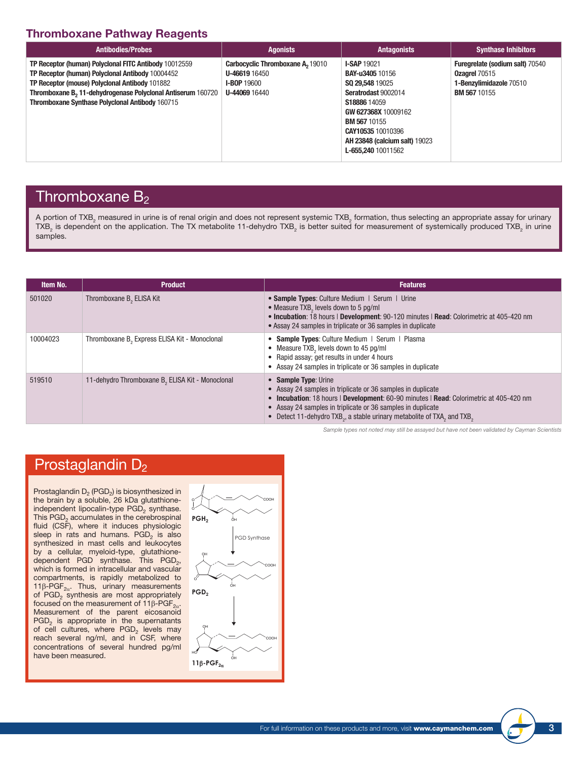## Thromboxane Pathway Reagents

| Antibodies/Probes | Agonists | Antagonists | Synthase Inhibitors |
|---|---|---|---|
| **TP Receptor (human) Polyclonal FITC Antibody** 10012559<br>**TP Receptor (human) Polyclonal Antibody** 10004452<br>**TP Receptor (mouse) Polyclonal Antibody** 101882<br>**Thromboxane $B_2$ 11-dehydrogenase Polyclonal Antiserum** 160720<br>**Thromboxane Synthase Polyclonal Antibody** 160715 | **Carbocyclic Thromboxane $A_2$** 19010<br>**U-46619** 16450<br>**I-BOP** 19600<br>**U-44069** 16440 | **I-SAP** 19021<br>**BAY-u3405** 10156<br>**SQ 29,548** 19025<br>**Seratrodast** 9002014<br>**S18886** 14059<br>**GW 627368X** 10009162<br>**BM 567** 10155<br>**CAY10535** 10010396<br>**AH 23848 (calcium salt)** 19023<br>**L-655,240** 10011562 | **Furegrelate (sodium salt)** 70540<br>**Ozagrel** 70515<br>**1-Benzylimidazole** 70510<br>**BM 567** 10155 |

## Thromboxane $B_2$

A portion of $TXB_2$ measured in urine is of renal origin and does not represent systemic $TXB_2$ formation, thus selecting an appropriate assay for urinary $TXB_2$ is dependent on the application. The TX metabolite 11-dehydro $TXB_2$ is better suited for measurement of systemically produced $TXB_2$ in urine samples.

| Item No. | Product | Features |
|---|---|---|
| 501020 | Thromboxane $B_2$ ELISA Kit | • **Sample Types**: Culture Medium \| Serum \| Urine<br>• Measure $TXB_2$ levels down to 5 pg/ml<br>• **Incubation**: 18 hours \| **Development**: 90-120 minutes \| **Read**: Colorimetric at 405-420 nm<br>• Assay 24 samples in triplicate or 36 samples in duplicate |
| 10004023 | Thromboxane $B_2$ Express ELISA Kit - Monoclonal | • **Sample Types**: Culture Medium \| Serum \| Plasma<br>• Measure $TXB_2$ levels down to 45 pg/ml<br>• Rapid assay; get results in under 4 hours<br>• Assay 24 samples in triplicate or 36 samples in duplicate |
| 519510 | 11-dehydro Thromboxane $B_2$ ELISA Kit - Monoclonal | • **Sample Type**: Urine<br>• Assay 24 samples in triplicate or 36 samples in duplicate<br>• **Incubation**: 18 hours \| **Development**: 60-90 minutes \| **Read**: Colorimetric at 405-420 nm<br>• Assay 24 samples in triplicate or 36 samples in duplicate<br>• Detect 11-dehydro $TXB_2$, a stable urinary metabolite of $TXA_2$ and $TXB_2$ |

*Sample types not noted may still be assayed but have not been validated by Cayman Scientists*

## Prostaglandin $D_2$

Prostaglandin $D_2$ ($PGD_2$) is biosynthesized in the brain by a soluble, 26 kDa glutathione-independent lipocalin-type $PGD_2$ synthase. This $PGD_2$ accumulates in the cerebrospinal fluid (CSF), where it induces physiologic sleep in rats and humans. $PGD_2$ is also synthesized in mast cells and leukocytes by a cellular, myeloid-type, glutathione-dependent PGD synthase. This $PGD_2$, which is formed in intracellular and vascular compartments, is rapidly metabolized to 11β-$PGF_{2\alpha}$. Thus, urinary measurements of $PGD_2$ synthesis are most appropriately focused on the measurement of 11β-$PGF_{2\alpha}$. Measurement of the parent eicosanoid $PGD_2$ is appropriate in the supernatants of cell cultures, where $PGD_2$ levels may reach several ng/ml, and in CSF, where concentrations of several hundred pg/ml have been measured.

$PGH_2$ → PGD Synthase → $PGD_2$ → 11β-$PGF_{2\alpha}$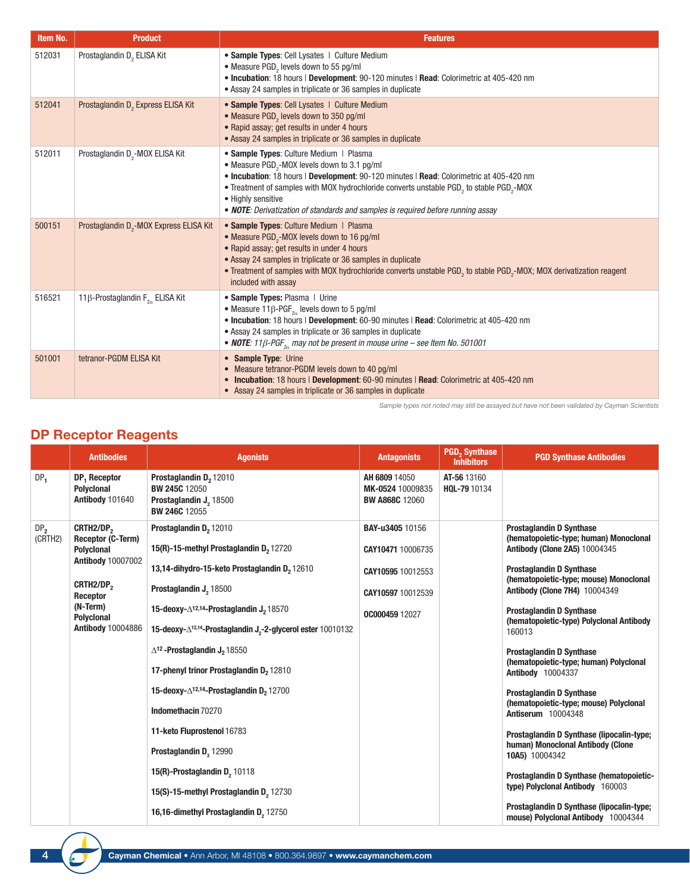| Item No. | Product | Features |
|---|---|---|
| 512031 | Prostaglandin $D_2$ ELISA Kit | • **Sample Types**: Cell Lysates \| Culture Medium<br>• Measure $PGD_2$ levels down to 55 pg/ml<br>• **Incubation**: 18 hours \| **Development**: 90-120 minutes \| **Read**: Colorimetric at 405-420 nm<br>• Assay 24 samples in triplicate or 36 samples in duplicate |
| 512041 | Prostaglandin $D_2$ Express ELISA Kit | • **Sample Types**: Cell Lysates \| Culture Medium<br>• Measure $PGD_2$ levels down to 350 pg/ml<br>• Rapid assay; get results in under 4 hours<br>• Assay 24 samples in triplicate or 36 samples in duplicate |
| 512011 | Prostaglandin $D_2$-MOX ELISA Kit | • **Sample Types**: Culture Medium \| Plasma<br>• Measure $PGD_2$-MOX levels down to 3.1 pg/ml<br>• **Incubation**: 18 hours \| **Development**: 90-120 minutes \| **Read**: Colorimetric at 405-420 nm<br>• Treatment of samples with MOX hydrochloride converts unstable $PGD_2$ to stable $PGD_2$-MOX<br>• Highly sensitive<br>• ***NOTE**: Derivatization of standards and samples is required before running assay* |
| 500151 | Prostaglandin $D_2$-MOX Express ELISA Kit | • **Sample Types**: Culture Medium \| Plasma<br>• Measure $PGD_2$-MOX levels down to 16 pg/ml<br>• Rapid assay; get results in under 4 hours<br>• Assay 24 samples in triplicate or 36 samples in duplicate<br>• Treatment of samples with MOX hydrochloride converts unstable $PGD_2$ to stable $PGD_2$-MOX; MOX derivatization reagent included with assay |
| 516521 | 11β-Prostaglandin $F_{2\alpha}$ ELISA Kit | • **Sample Types:** Plasma \| Urine<br>• Measure 11β-$PGF_{2\alpha}$ levels down to 5 pg/ml<br>• **Incubation**: 18 hours \| **Development**: 60-90 minutes \| **Read**: Colorimetric at 405-420 nm<br>• Assay 24 samples in triplicate or 36 samples in duplicate<br>• ***NOTE**: 11β-$PGF_{2\alpha}$ may not be present in mouse urine – see Item No. 501001* |
| 501001 | tetranor-PGDM ELISA Kit | • **Sample Type**: Urine<br>• Measure tetranor-PGDM levels down to 40 pg/ml<br>• **Incubation**: 18 hours \| **Development**: 60-90 minutes \| **Read**: Colorimetric at 405-420 nm<br>• Assay 24 samples in triplicate or 36 samples in duplicate |

*Sample types not noted may still be assayed but have not been validated by Cayman Scientists*

## DP Receptor Reagents

| | Antibodies | Agonists | Antagonists | $PGD_2$ Synthase Inhibitors | PGD Synthase Antibodies |
|---|---|---|---|---|---|
| $DP_1$ | **$DP_1$ Receptor Polyclonal Antibody** 101640 | **Prostaglandin $D_2$** 12010<br>**BW 245C** 12050<br>**Prostaglandin $J_2$** 18500<br>**BW 246C** 12055 | **AH 6809** 14050<br>**MK-0524** 10009835<br>**BW A868C** 12060 | **AT-56** 13160<br>**HQL-79** 10134 | |
| $DP_2$ (CRTH2) | **CRTH2/$DP_2$ Receptor (C-Term) Polyclonal Antibody** 10007002<br><br>**CRTH2/$DP_2$ Receptor (N-Term) Polyclonal Antibody** 10004886 | **Prostaglandin $D_2$** 12010<br>**15(R)-15-methyl Prostaglandin $D_2$** 12720<br>**13,14-dihydro-15-keto Prostaglandin $D_2$** 12610<br>**Prostaglandin $J_2$** 18500<br>**15-deoxy-$\Delta^{12,14}$-Prostaglandin $J_2$** 18570<br>**15-deoxy-$\Delta^{12,14}$-Prostaglandin $J_2$-2-glycerol ester** 10010132<br>**$\Delta^{12}$-Prostaglandin $J_2$** 18550<br>**17-phenyl trinor Prostaglandin $D_2$** 12810<br>**15-deoxy-$\Delta^{12,14}$-Prostaglandin $D_2$** 12700<br>**Indomethacin** 70270<br>**11-keto Fluprostenol** 16783<br>**Prostaglandin $D_3$** 12990<br>**15(R)-Prostaglandin $D_2$** 10118<br>**15(S)-15-methyl Prostaglandin $D_2$** 12730<br>**16,16-dimethyl Prostaglandin $D_2$** 12750 | **BAY-u3405** 10156<br>**CAY10471** 10006735<br>**CAY10595** 10012553<br>**CAY10597** 10012539<br>**OC000459** 12027 | | **Prostaglandin D Synthase (hematopoietic-type; human) Monoclonal Antibody (Clone 2A5)** 10004345<br>**Prostaglandin D Synthase (hematopoietic-type; mouse) Monoclonal Antibody (Clone 7H4)** 10004349<br>**Prostaglandin D Synthase (hematopoietic-type) Polyclonal Antibody** 160013<br>**Prostaglandin D Synthase (hematopoietic-type; human) Polyclonal Antibody** 10004337<br>**Prostaglandin D Synthase (hematopoietic-type; mouse) Polyclonal Antiserum** 10004348<br>**Prostaglandin D Synthase (lipocalin-type; human) Monoclonal Antibody (Clone 10A5)** 10004342<br>**Prostaglandin D Synthase (hematopoietic-type) Polyclonal Antibody** 160003<br>**Prostaglandin D Synthase (lipocalin-type; mouse) Polyclonal Antibody** 10004344 |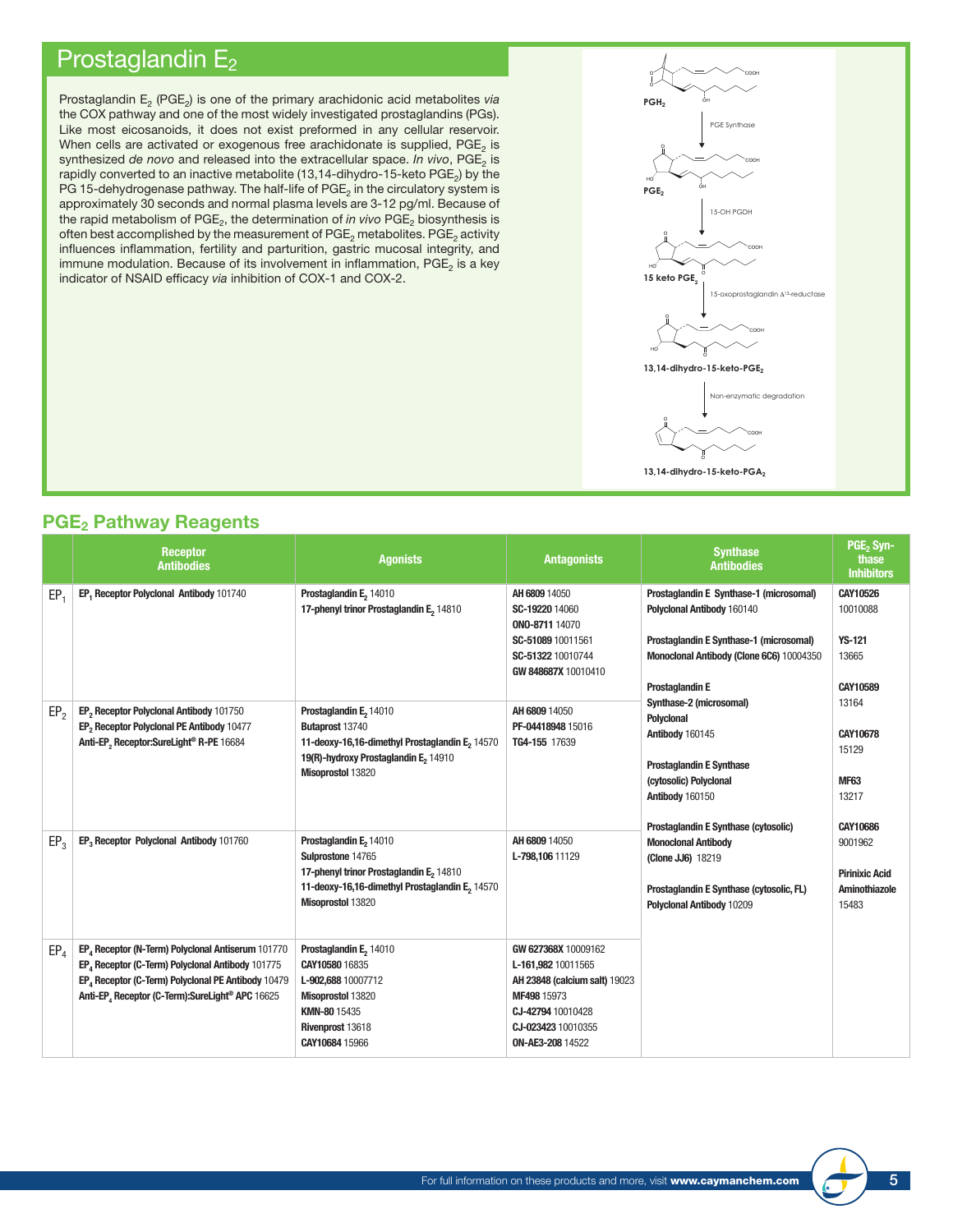# Prostaglandin $E_2$

Prostaglandin $E_2$ ($PGE_2$) is one of the primary arachidonic acid metabolites *via* the COX pathway and one of the most widely investigated prostaglandins (PGs). Like most eicosanoids, it does not exist preformed in any cellular reservoir. When cells are activated or exogenous free arachidonate is supplied, $PGE_2$ is synthesized *de novo* and released into the extracellular space. *In vivo*, $PGE_2$ is rapidly converted to an inactive metabolite (13,14-dihydro-15-keto $PGE_2$) by the PG 15-dehydrogenase pathway. The half-life of $PGE_2$ in the circulatory system is approximately 30 seconds and normal plasma levels are 3-12 pg/ml. Because of the rapid metabolism of $PGE_2$, the determination of *in vivo* $PGE_2$ biosynthesis is often best accomplished by the measurement of $PGE_2$ metabolites. $PGE_2$ activity influences inflammation, fertility and parturition, gastric mucosal integrity, and immune modulation. Because of its involvement in inflammation, $PGE_2$ is a key indicator of NSAID efficacy *via* inhibition of COX-1 and COX-2.

$PGH_2$ → PGE Synthase → $PGE_2$ → 15-OH PGDH → 15 keto $PGE_2$ → 15-oxoprostaglandin $\Delta^{13}$-reductase → 13,14-dihydro-15-keto-$PGE_2$ → Non-enzymatic degradation → 13,14-dihydro-15-keto-$PGA_2$

## $PGE_2$ Pathway Reagents

| | Receptor Antibodies | Agonists | Antagonists | Synthase Antibodies | $PGE_2$ Synthase Inhibitors |
|---|---|---|---|---|---|
| $EP_1$ | **$EP_1$ Receptor Polyclonal Antibody** 101740 | **Prostaglandin $E_2$** 14010<br>**17-phenyl trinor Prostaglandin $E_2$** 14810 | **AH 6809** 14050<br>**SC-19220** 14060<br>**ONO-8711** 14070<br>**SC-51089** 10011561<br>**SC-51322** 10010744<br>**GW 848687X** 10010410 | **Prostaglandin E Synthase-1 (microsomal) Polyclonal Antibody** 160140<br>**Prostaglandin E Synthase-1 (microsomal) Monoclonal Antibody (Clone 6C6)** 10004350<br>**Prostaglandin E Synthase-2 (microsomal) Polyclonal Antibody** 160145<br>**Prostaglandin E Synthase (cytosolic) Polyclonal Antibody** 160150<br>**Prostaglandin E Synthase (cytosolic) Monoclonal Antibody (Clone JJ6)** 18219<br>**Prostaglandin E Synthase (cytosolic, FL) Polyclonal Antibody** 10209 | **CAY10526** 10010088<br>**YS-121** 13665<br>**CAY10589** 13164<br>**CAY10678** 15129<br>**MF63** 13217<br>**CAY10686** 9001962<br>**Pirinixic Acid Aminothiazole** 15483 |
| $EP_2$ | **$EP_2$ Receptor Polyclonal Antibody** 101750<br>**$EP_2$ Receptor Polyclonal PE Antibody** 10477<br>**Anti-$EP_2$ Receptor:SureLight® R-PE** 16684 | **Prostaglandin $E_2$** 14010<br>**Butaprost** 13740<br>**11-deoxy-16,16-dimethyl Prostaglandin $E_2$** 14570<br>**19(R)-hydroxy Prostaglandin $E_2$** 14910<br>**Misoprostol** 13820 | **AH 6809** 14050<br>**PF-04418948** 15016<br>**TG4-155** 17639 | | |
| $EP_3$ | **$EP_3$ Receptor Polyclonal Antibody** 101760 | **Prostaglandin $E_2$** 14010<br>**Sulprostone** 14765<br>**17-phenyl trinor Prostaglandin $E_2$** 14810<br>**11-deoxy-16,16-dimethyl Prostaglandin $E_2$** 14570<br>**Misoprostol** 13820 | **AH 6809** 14050<br>**L-798,106** 11129 | | |
| $EP_4$ | **$EP_4$ Receptor (N-Term) Polyclonal Antiserum** 101770<br>**$EP_4$ Receptor (C-Term) Polyclonal Antibody** 101775<br>**$EP_4$ Receptor (C-Term) Polyclonal PE Antibody** 10479<br>**Anti-$EP_4$ Receptor (C-Term):SureLight® APC** 16625 | **Prostaglandin $E_2$** 14010<br>**CAY10580** 16835<br>**L-902,688** 10007712<br>**Misoprostol** 13820<br>**KMN-80** 15435<br>**Rivenprost** 13618<br>**CAY10684** 15966 | **GW 627368X** 10009162<br>**L-161,982** 10011565<br>**AH 23848 (calcium salt)** 19023<br>**MF498** 15973<br>**CJ-42794** 10010428<br>**CJ-023423** 10010355<br>**ON-AE3-208** 14522 | | |

For full information on these products and more, visit **www.caymanchem.com**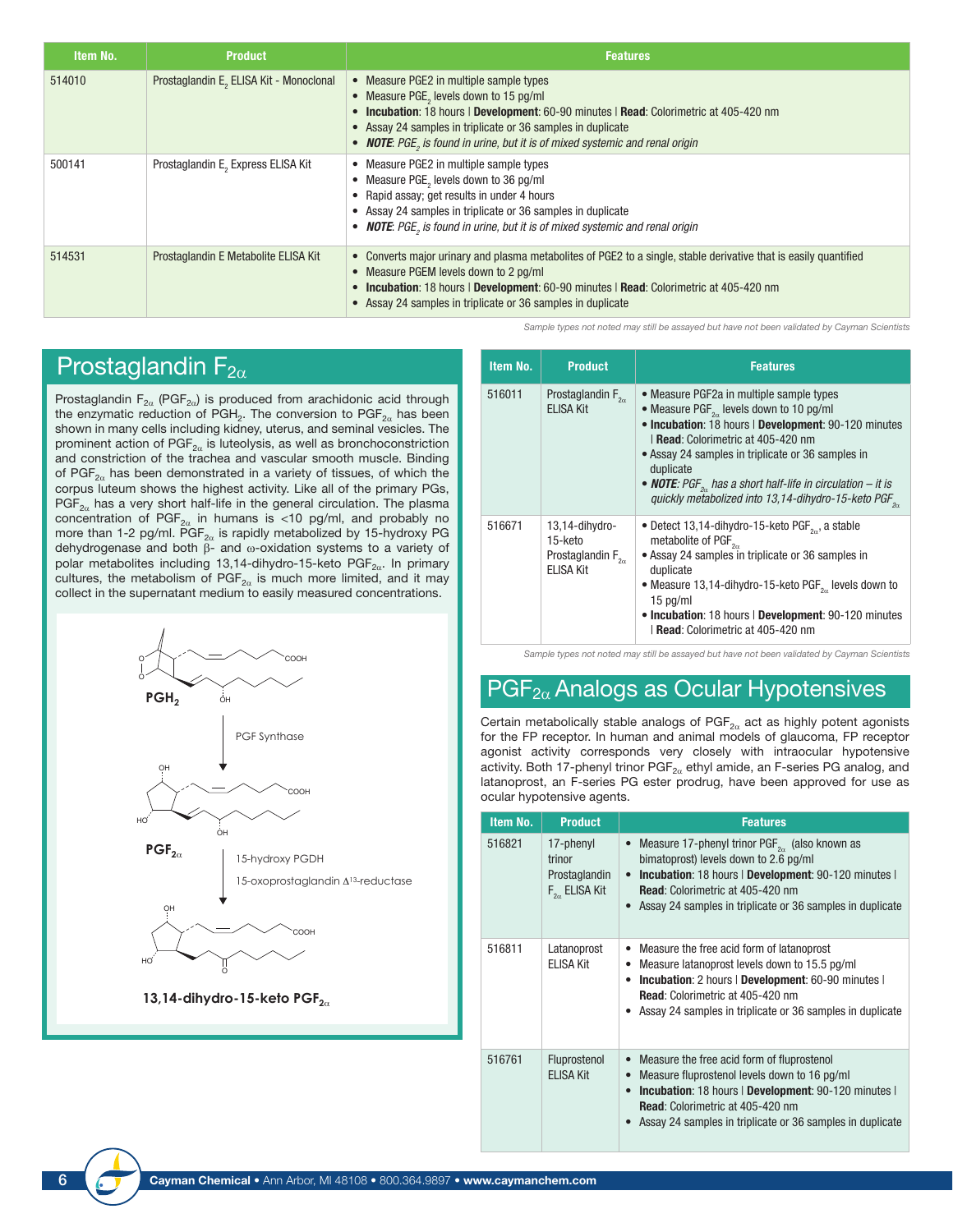| Item No. | Product | Features |
|---|---|---|
| 514010 | Prostaglandin $E_2$ ELISA Kit - Monoclonal | • Measure PGE2 in multiple sample types • Measure $PGE_2$ levels down to 15 pg/ml • **Incubation**: 18 hours \| **Development**: 60-90 minutes \| **Read**: Colorimetric at 405-420 nm • Assay 24 samples in triplicate or 36 samples in duplicate • ***NOTE***: *$PGE_2$ is found in urine, but it is of mixed systemic and renal origin* |
| 500141 | Prostaglandin $E_2$ Express ELISA Kit | • Measure PGE2 in multiple sample types • Measure $PGE_2$ levels down to 36 pg/ml • Rapid assay; get results in under 4 hours • Assay 24 samples in triplicate or 36 samples in duplicate • ***NOTE***: *$PGE_2$ is found in urine, but it is of mixed systemic and renal origin* |
| 514531 | Prostaglandin E Metabolite ELISA Kit | • Converts major urinary and plasma metabolites of PGE2 to a single, stable derivative that is easily quantified • Measure PGEM levels down to 2 pg/ml • **Incubation**: 18 hours \| **Development**: 60-90 minutes \| **Read**: Colorimetric at 405-420 nm • Assay 24 samples in triplicate or 36 samples in duplicate |

*Sample types not noted may still be assayed but have not been validated by Cayman Scientists*

## Prostaglandin $F_{2\alpha}$

Prostaglandin $F_{2\alpha}$ ($PGF_{2\alpha}$) is produced from arachidonic acid through the enzymatic reduction of $PGH_2$. The conversion to $PGF_{2\alpha}$ has been shown in many cells including kidney, uterus, and seminal vesicles. The prominent action of $PGF_{2\alpha}$ is luteolysis, as well as bronchoconstriction and constriction of the trachea and vascular smooth muscle. Binding of $PGF_{2\alpha}$ has been demonstrated in a variety of tissues, of which the corpus luteum shows the highest activity. Like all of the primary PGs, $PGF_{2\alpha}$ has a very short half-life in the general circulation. The plasma concentration of $PGF_{2\alpha}$ in humans is <10 pg/ml, and probably no more than 1-2 pg/ml. $PGF_{2\alpha}$ is rapidly metabolized by 15-hydroxy PG dehydrogenase and both β- and ω-oxidation systems to a variety of polar metabolites including 13,14-dihydro-15-keto $PGF_{2\alpha}$. In primary cultures, the metabolism of $PGF_{2\alpha}$ is much more limited, and it may collect in the supernatant medium to easily measured concentrations.

$PGH_2$ → PGF Synthase → $PGF_{2\alpha}$ → 15-hydroxy PGDH, 15-oxoprostaglandin $\Delta^{13}$-reductase → 13,14-dihydro-15-keto $PGF_{2\alpha}$

| Item No. | Product | Features |
|---|---|---|
| 516011 | Prostaglandin $F_{2\alpha}$ ELISA Kit | • Measure PGF2a in multiple sample types • Measure $PGF_{2\alpha}$ levels down to 10 pg/ml • **Incubation**: 18 hours \| **Development**: 90-120 minutes \| **Read**: Colorimetric at 405-420 nm • Assay 24 samples in triplicate or 36 samples in duplicate • ***NOTE***: *$PGF_{2\alpha}$ has a short half-life in circulation – it is quickly metabolized into 13,14-dihydro-15-keto $PGF_{2\alpha}$* |
| 516671 | 13,14-dihydro-15-keto Prostaglandin $F_{2\alpha}$ ELISA Kit | • Detect 13,14-dihydro-15-keto $PGF_{2\alpha}$, a stable metabolite of $PGF_{2\alpha}$ • Assay 24 samples in triplicate or 36 samples in duplicate • Measure 13,14-dihydro-15-keto $PGF_{2\alpha}$ levels down to 15 pg/ml • **Incubation**: 18 hours \| **Development**: 90-120 minutes \| **Read**: Colorimetric at 405-420 nm |

*Sample types not noted may still be assayed but have not been validated by Cayman Scientists*

## $PGF_{2\alpha}$ Analogs as Ocular Hypotensives

Certain metabolically stable analogs of $PGF_{2\alpha}$ act as highly potent agonists for the FP receptor. In human and animal models of glaucoma, FP receptor agonist activity corresponds very closely with intraocular hypotensive activity. Both 17-phenyl trinor $PGF_{2\alpha}$ ethyl amide, an F-series PG analog, and latanoprost, an F-series PG ester prodrug, have been approved for use as ocular hypotensive agents.

| Item No. | Product | Features |
|---|---|---|
| 516821 | 17-phenyl trinor Prostaglandin $F_{2\alpha}$ ELISA Kit | • Measure 17-phenyl trinor $PGF_{2\alpha}$ (also known as bimatoprost) levels down to 2.6 pg/ml • **Incubation**: 18 hours \| **Development**: 60-90 minutes \| **Read**: Colorimetric at 405-420 nm • Assay 24 samples in triplicate or 36 samples in duplicate |
| 516811 | Latanoprost ELISA Kit | • Measure the free acid form of latanoprost • Measure latanoprost levels down to 15.5 pg/ml • **Incubation**: 2 hours \| **Development**: 60-90 minutes \| **Read**: Colorimetric at 405-420 nm • Assay 24 samples in triplicate or 36 samples in duplicate |
| 516761 | Fluprostenol ELISA Kit | • Measure the free acid form of fluprostenol • Measure fluprostenol levels down to 16 pg/ml • **Incubation**: 18 hours \| **Development**: 90-120 minutes \| **Read**: Colorimetric at 405-420 nm • Assay 24 samples in triplicate or 36 samples in duplicate |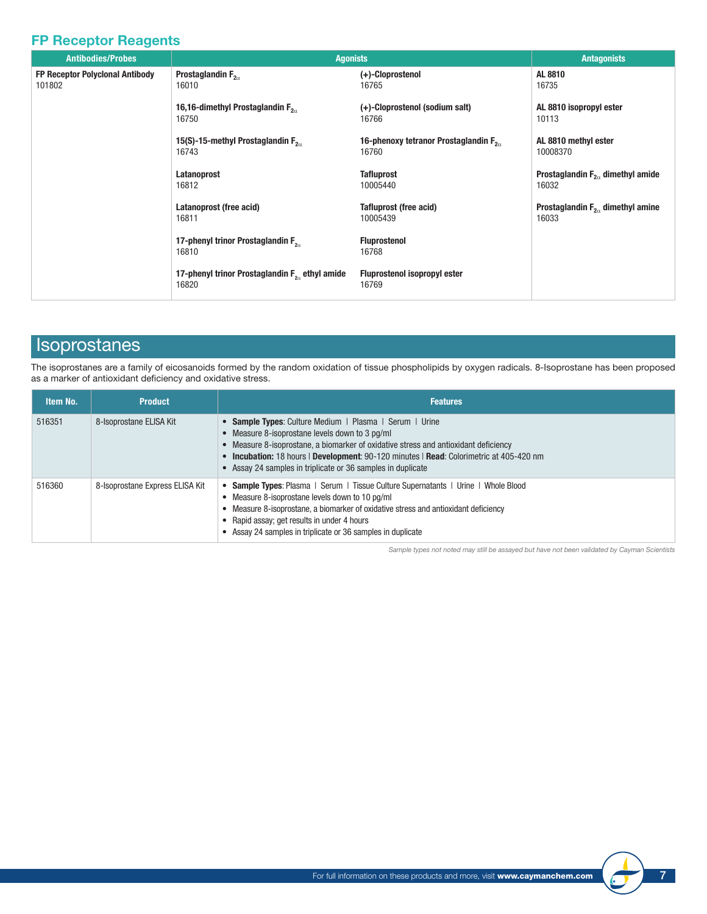## FP Receptor Reagents

| Antibodies/Probes | Agonists | | Antagonists |
|---|---|---|---|
| **FP Receptor Polyclonal Antibody** 101802 | **Prostaglandin $F_{2\alpha}$** 16010 | **(+)-Cloprostenol** 16765 | **AL 8810** 16735 |
| | **16,16-dimethyl Prostaglandin $F_{2\alpha}$** 16750 | **(+)-Cloprostenol (sodium salt)** 16766 | **AL 8810 isopropyl ester** 10113 |
| | **15(S)-15-methyl Prostaglandin $F_{2\alpha}$** 16743 | **16-phenoxy tetranor Prostaglandin $F_{2\alpha}$** 16760 | **AL 8810 methyl ester** 10008370 |
| | **Latanoprost** 16812 | **Tafluprost** 10005440 | **Prostaglandin $F_{2\alpha}$ dimethyl amide** 16032 |
| | **Latanoprost (free acid)** 16811 | **Tafluprost (free acid)** 10005439 | **Prostaglandin $F_{2\alpha}$ dimethyl amine** 16033 |
| | **17-phenyl trinor Prostaglandin $F_{2\alpha}$** 16810 | **Fluprostenol** 16768 | |
| | **17-phenyl trinor Prostaglandin $F_{2\alpha}$ ethyl amide** 16820 | **Fluprostenol isopropyl ester** 16769 | |

# Isoprostanes

The isoprostanes are a family of eicosanoids formed by the random oxidation of tissue phospholipids by oxygen radicals. 8-Isoprostane has been proposed as a marker of antioxidant deficiency and oxidative stress.

| Item No. | Product | Features |
|---|---|---|
| 516351 | 8-Isoprostane ELISA Kit | • **Sample Types**: Culture Medium \| Plasma \| Serum \| Urine<br>• Measure 8-isoprostane levels down to 3 pg/ml<br>• Measure 8-isoprostane, a biomarker of oxidative stress and antioxidant deficiency<br>• **Incubation:** 18 hours \| **Development**: 90-120 minutes \| **Read**: Colorimetric at 405-420 nm<br>• Assay 24 samples in triplicate or 36 samples in duplicate |
| 516360 | 8-Isoprostane Express ELISA Kit | • **Sample Types**: Plasma \| Serum \| Tissue Culture Supernatants \| Urine \| Whole Blood<br>• Measure 8-isoprostane levels down to 10 pg/ml<br>• Measure 8-isoprostane, a biomarker of oxidative stress and antioxidant deficiency<br>• Rapid assay; get results in under 4 hours<br>• Assay 24 samples in triplicate or 36 samples in duplicate |

*Sample types not noted may still be assayed but have not been validated by Cayman Scientists*

For full information on these products and more, visit **www.caymanchem.com**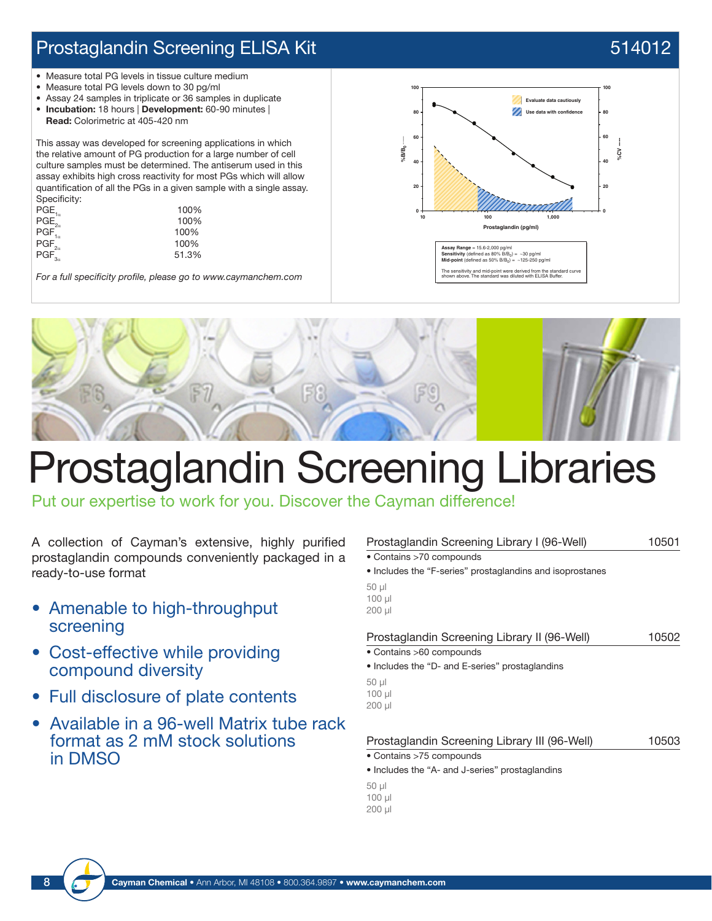## Prostaglandin Screening ELISA Kit 514012

- Measure total PG levels in tissue culture medium
- Measure total PG levels down to 30 pg/ml
- Assay 24 samples in triplicate or 36 samples in duplicate
- **Incubation:** 18 hours | **Development:** 60-90 minutes | **Read:** Colorimetric at 405-420 nm

This assay was developed for screening applications in which the relative amount of PG production for a large number of cell culture samples must be determined. The antiserum used in this assay exhibits high cross reactivity for most PGs which will allow quantification of all the PGs in a given sample with a single assay.

Specificity:

| | |
|---|---|
| $PGE_{1\alpha}$ | 100% |
| $PGE_{2\alpha}$ | 100% |
| $PGF_{1\alpha}$ | 100% |
| $PGF_{2\alpha}$ | 100% |
| $PGF_{3\alpha}$ | 51.3% |

*For a full specificity profile, please go to www.caymanchem.com*

Evaluate data cautiously
Use data with confidence
$\%B/B_0$ ----
%CV ----
Prostaglandin (pg/ml)
0 20 40 60 80 100
10 100 1,000

**Assay Range** = 15.6-2,000 pg/ml
**Sensitivity** (defined as 80% $B/B_0$) = ~30 pg/ml
**Mid-point** (defined as 50% $B/B_0$) = ~125-250 pg/ml

The sensitivity and mid-point were derived from the standard curve shown above. The standard was diluted with ELISA Buffer.

# Prostaglandin Screening Libraries

Put our expertise to work for you. Discover the Cayman difference!

A collection of Cayman's extensive, highly purified prostaglandin compounds conveniently packaged in a ready-to-use format

- Amenable to high-throughput screening
- Cost-effective while providing compound diversity
- Full disclosure of plate contents
- Available in a 96-well Matrix tube rack format as 2 mM stock solutions in DMSO

### Prostaglandin Screening Library I (96-Well) 10501

- Contains >70 compounds
- Includes the "F-series" prostaglandins and isoprostanes

50 µl
100 µl
200 µl

### Prostaglandin Screening Library II (96-Well) 10502

- Contains >60 compounds
- Includes the "D- and E-series" prostaglandins

50 µl
100 µl
200 µl

### Prostaglandin Screening Library III (96-Well) 10503

- Contains >75 compounds
- Includes the "A- and J-series" prostaglandins

50 µl
100 µl
200 µl

**Cayman Chemical** • Ann Arbor, MI 48108 • 800.364.9897 • **www.caymanchem.com**